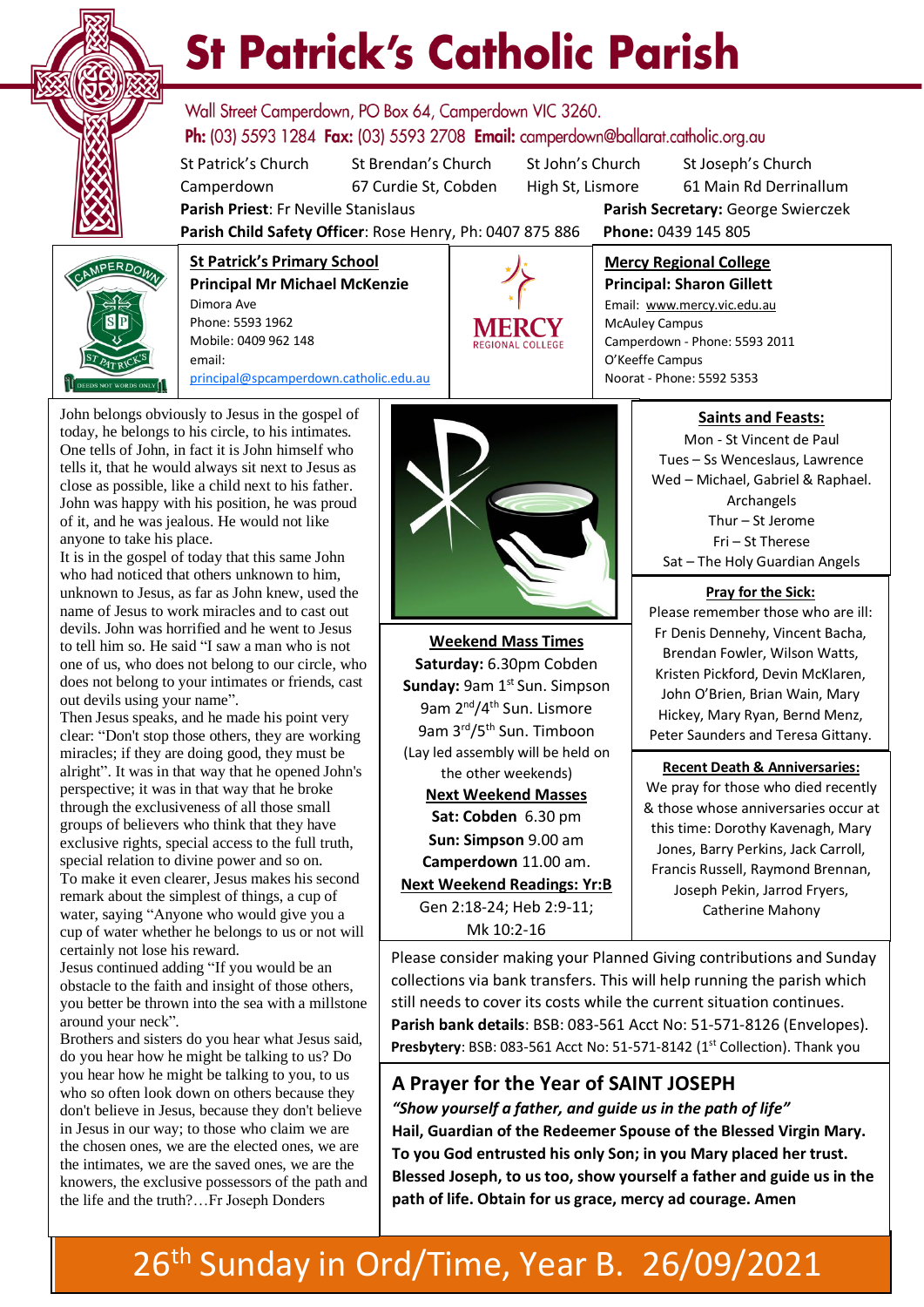# St Patrick's Catholic Parish

Wall Street Camperdown, PO Box 64, Camperdown VIC 3260.
**Ph:** (03) 5593 1284 **Fax:** (03) 5593 2708 **Email:** camperdown@ballarat.catholic.org.au

| St Patrick's Church | St Brendan's Church | St John's Church | St Joseph's Church |
|---|---|---|---|
| Camperdown | 67 Curdie St, Cobden | High St, Lismore | 61 Main Rd Derrinallum |

**Parish Priest**: Fr Neville Stanislaus
**Parish Secretary:** George Swierczek
**Parish Child Safety Officer**: Rose Henry, Ph: 0407 875 886
**Phone:** 0439 145 805

**St Patrick's Primary School**
**Principal Mr Michael McKenzie**
Dimora Ave
Phone: 5593 1962
Mobile: 0409 962 148
email:
principal@spcamperdown.catholic.edu.au

**Mercy Regional College**
**Principal: Sharon Gillett**
Email: www.mercy.vic.edu.au
McAuley Campus
Camperdown - Phone: 5593 2011
O'Keeffe Campus
Noorat - Phone: 5592 5353

John belongs obviously to Jesus in the gospel of today, he belongs to his circle, to his intimates. One tells of John, in fact it is John himself who tells it, that he would always sit next to Jesus as close as possible, like a child next to his father. John was happy with his position, he was proud of it, and he was jealous. He would not like anyone to take his place.
It is in the gospel of today that this same John who had noticed that others unknown to him, unknown to Jesus, as far as John knew, used the name of Jesus to work miracles and to cast out devils. John was horrified and he went to Jesus to tell him so. He said "I saw a man who is not one of us, who does not belong to our circle, who does not belong to your intimates or friends, cast out devils using your name".
Then Jesus speaks, and he made his point very clear: "Don't stop those others, they are working miracles; if they are doing good, they must be alright". It was in that way that he opened John's perspective; it was in that way that he broke through the exclusiveness of all those small groups of believers who think that they have exclusive rights, special access to the full truth, special relation to divine power and so on.
To make it even clearer, Jesus makes his second remark about the simplest of things, a cup of water, saying "Anyone who would give you a cup of water whether he belongs to us or not will certainly not lose his reward.
Jesus continued adding "If you would be an obstacle to the faith and insight of those others, you better be thrown into the sea with a millstone around your neck".
Brothers and sisters do you hear what Jesus said, do you hear how he might be talking to us? Do you hear how he might be talking to you, to us who so often look down on others because they don't believe in Jesus, because they don't believe in Jesus in our way; to those who claim we are the chosen ones, we are the elected ones, we are the intimates, we are the saved ones, we are the knowers, the exclusive possessors of the path and the life and the truth?…Fr Joseph Donders

**Weekend Mass Times**
**Saturday:** 6.30pm Cobden
**Sunday:** 9am 1st Sun. Simpson
9am 2nd/4th Sun. Lismore
9am 3rd/5th Sun. Timboon
(Lay led assembly will be held on the other weekends)

**Next Weekend Masses**
**Sat: Cobden** 6.30 pm
**Sun: Simpson** 9.00 am
**Camperdown** 11.00 am.

**Next Weekend Readings: Yr:B**
Gen 2:18-24; Heb 2:9-11;
Mk 10:2-16

**Saints and Feasts:**
Mon - St Vincent de Paul
Tues – Ss Wenceslaus, Lawrence
Wed – Michael, Gabriel & Raphael. Archangels
Thur – St Jerome
Fri – St Therese
Sat – The Holy Guardian Angels

**Pray for the Sick:**
Please remember those who are ill: Fr Denis Dennehy, Vincent Bacha, Brendan Fowler, Wilson Watts, Kristen Pickford, Devin McKlaren, John O'Brien, Brian Wain, Mary Hickey, Mary Ryan, Bernd Menz, Peter Saunders and Teresa Gittany.

**Recent Death & Anniversaries:**
We pray for those who died recently & those whose anniversaries occur at this time: Dorothy Kavenagh, Mary Jones, Barry Perkins, Jack Carroll, Francis Russell, Raymond Brennan, Joseph Pekin, Jarrod Fryers, Catherine Mahony

Please consider making your Planned Giving contributions and Sunday collections via bank transfers. This will help running the parish which still needs to cover its costs while the current situation continues.
**Parish bank details**: BSB: 083-561 Acct No: 51-571-8126 (Envelopes).
**Presbytery**: BSB: 083-561 Acct No: 51-571-8142 (1st Collection). Thank you

## A Prayer for the Year of SAINT JOSEPH

***"Show yourself a father, and guide us in the path of life"***
**Hail, Guardian of the Redeemer Spouse of the Blessed Virgin Mary. To you God entrusted his only Son; in you Mary placed her trust. Blessed Joseph, to us too, show yourself a father and guide us in the path of life. Obtain for us grace, mercy ad courage. Amen**

26th Sunday in Ord/Time, Year B. 26/09/2021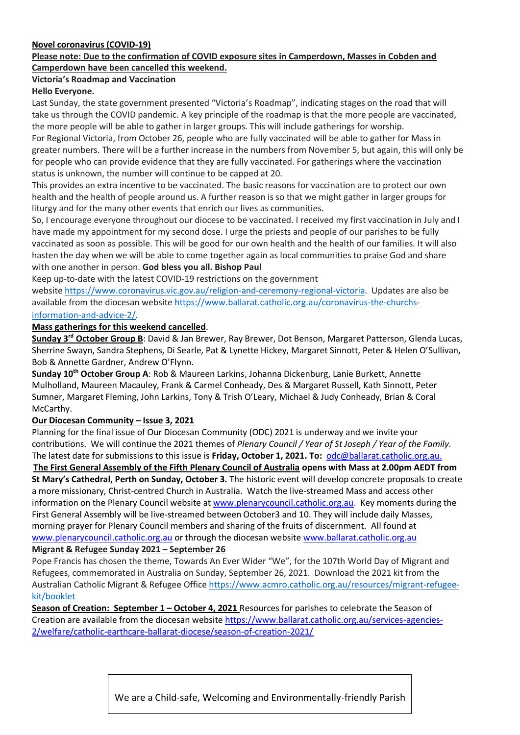**Novel coronavirus (COVID-19)**

**Please note: Due to the confirmation of COVID exposure sites in Camperdown, Masses in Cobden and Camperdown have been cancelled this weekend.**

**Victoria's Roadmap and Vaccination**

**Hello Everyone.**

Last Sunday, the state government presented "Victoria's Roadmap", indicating stages on the road that will take us through the COVID pandemic. A key principle of the roadmap is that the more people are vaccinated, the more people will be able to gather in larger groups. This will include gatherings for worship.

For Regional Victoria, from October 26, people who are fully vaccinated will be able to gather for Mass in greater numbers. There will be a further increase in the numbers from November 5, but again, this will only be for people who can provide evidence that they are fully vaccinated. For gatherings where the vaccination status is unknown, the number will continue to be capped at 20.

This provides an extra incentive to be vaccinated. The basic reasons for vaccination are to protect our own health and the health of people around us. A further reason is so that we might gather in larger groups for liturgy and for the many other events that enrich our lives as communities.

So, I encourage everyone throughout our diocese to be vaccinated. I received my first vaccination in July and I have made my appointment for my second dose. I urge the priests and people of our parishes to be fully vaccinated as soon as possible. This will be good for our own health and the health of our families. It will also hasten the day when we will be able to come together again as local communities to praise God and share with one another in person. **God bless you all. Bishop Paul**

Keep up-to-date with the latest COVID-19 restrictions on the government website https://www.coronavirus.vic.gov.au/religion-and-ceremony-regional-victoria. Updates are also be available from the diocesan website https://www.ballarat.catholic.org.au/coronavirus-the-churchs-information-and-advice-2/.

**Mass gatherings for this weekend cancelled**.

**Sunday 3rd October Group B**: David & Jan Brewer, Ray Brewer, Dot Benson, Margaret Patterson, Glenda Lucas, Sherrine Swayn, Sandra Stephens, Di Searle, Pat & Lynette Hickey, Margaret Sinnott, Peter & Helen O'Sullivan, Bob & Annette Gardner, Andrew O'Flynn.

**Sunday 10th October Group A**: Rob & Maureen Larkins, Johanna Dickenburg, Lanie Burkett, Annette Mulholland, Maureen Macauley, Frank & Carmel Conheady, Des & Margaret Russell, Kath Sinnott, Peter Sumner, Margaret Fleming, John Larkins, Tony & Trish O'Leary, Michael & Judy Conheady, Brian & Coral McCarthy.

**Our Diocesan Community – Issue 3, 2021**

Planning for the final issue of Our Diocesan Community (ODC) 2021 is underway and we invite your contributions. We will continue the 2021 themes of *Plenary Council / Year of St Joseph / Year of the Family.* The latest date for submissions to this issue is **Friday, October 1, 2021. To:** odc@ballarat.catholic.org.au.

**The First General Assembly of the Fifth Plenary Council of Australia opens with Mass at 2.00pm AEDT from St Mary's Cathedral, Perth on Sunday, October 3.** The historic event will develop concrete proposals to create a more missionary, Christ-centred Church in Australia. Watch the live-streamed Mass and access other information on the Plenary Council website at www.plenarycouncil.catholic.org.au. Key moments during the First General Assembly will be live-streamed between October3 and 10. They will include daily Masses, morning prayer for Plenary Council members and sharing of the fruits of discernment. All found at www.plenarycouncil.catholic.org.au or through the diocesan website www.ballarat.catholic.org.au

**Migrant & Refugee Sunday 2021 – September 26**

Pope Francis has chosen the theme, Towards An Ever Wider "We", for the 107th World Day of Migrant and Refugees, commemorated in Australia on Sunday, September 26, 2021. Download the 2021 kit from the Australian Catholic Migrant & Refugee Office https://www.acmro.catholic.org.au/resources/migrant-refugee-kit/booklet

**Season of Creation: September 1 – October 4, 2021** Resources for parishes to celebrate the Season of Creation are available from the diocesan website https://www.ballarat.catholic.org.au/services-agencies-2/welfare/catholic-earthcare-ballarat-diocese/season-of-creation-2021/

We are a Child-safe, Welcoming and Environmentally-friendly Parish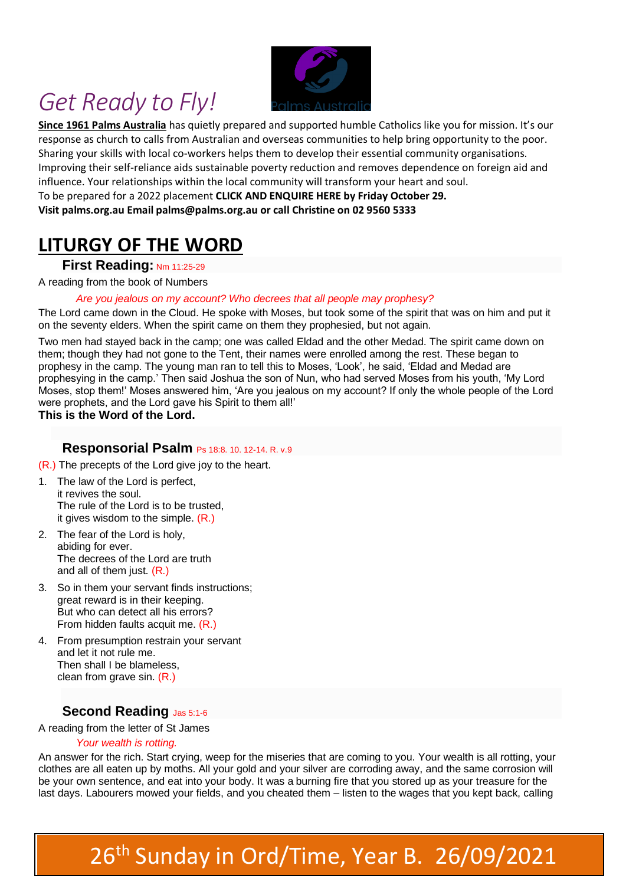# *Get Ready to Fly!*

**Since 1961 Palms Australia** has quietly prepared and supported humble Catholics like you for mission. It's our response as church to calls from Australian and overseas communities to help bring opportunity to the poor. Sharing your skills with local co-workers helps them to develop their essential community organisations. Improving their self-reliance aids sustainable poverty reduction and removes dependence on foreign aid and influence. Your relationships within the local community will transform your heart and soul.

To be prepared for a 2022 placement **CLICK AND ENQUIRE HERE by Friday October 29.**

**Visit palms.org.au Email palms@palms.org.au or call Christine on 02 9560 5333**

# LITURGY OF THE WORD

### First Reading: Nm 11:25-29

A reading from the book of Numbers

*Are you jealous on my account? Who decrees that all people may prophesy?*

The Lord came down in the Cloud. He spoke with Moses, but took some of the spirit that was on him and put it on the seventy elders. When the spirit came on them they prophesied, but not again.

Two men had stayed back in the camp; one was called Eldad and the other Medad. The spirit came down on them; though they had not gone to the Tent, their names were enrolled among the rest. These began to prophesy in the camp. The young man ran to tell this to Moses, 'Look', he said, 'Eldad and Medad are prophesying in the camp.' Then said Joshua the son of Nun, who had served Moses from his youth, 'My Lord Moses, stop them!' Moses answered him, 'Are you jealous on my account? If only the whole people of the Lord were prophets, and the Lord gave his Spirit to them all!'

**This is the Word of the Lord.**

### Responsorial Psalm Ps 18:8. 10. 12-14. R. v.9

(R.) The precepts of the Lord give joy to the heart.

1. The law of the Lord is perfect,
   it revives the soul.
   The rule of the Lord is to be trusted,
   it gives wisdom to the simple. (R.)
2. The fear of the Lord is holy,
   abiding for ever.
   The decrees of the Lord are truth
   and all of them just. (R.)
3. So in them your servant finds instructions;
   great reward is in their keeping.
   But who can detect all his errors?
   From hidden faults acquit me. (R.)
4. From presumption restrain your servant
   and let it not rule me.
   Then shall I be blameless,
   clean from grave sin. (R.)

### Second Reading Jas 5:1-6

A reading from the letter of St James

*Your wealth is rotting.*

An answer for the rich. Start crying, weep for the miseries that are coming to you. Your wealth is all rotting, your clothes are all eaten up by moths. All your gold and your silver are corroding away, and the same corrosion will be your own sentence, and eat into your body. It was a burning fire that you stored up as your treasure for the last days. Labourers mowed your fields, and you cheated them – listen to the wages that you kept back, calling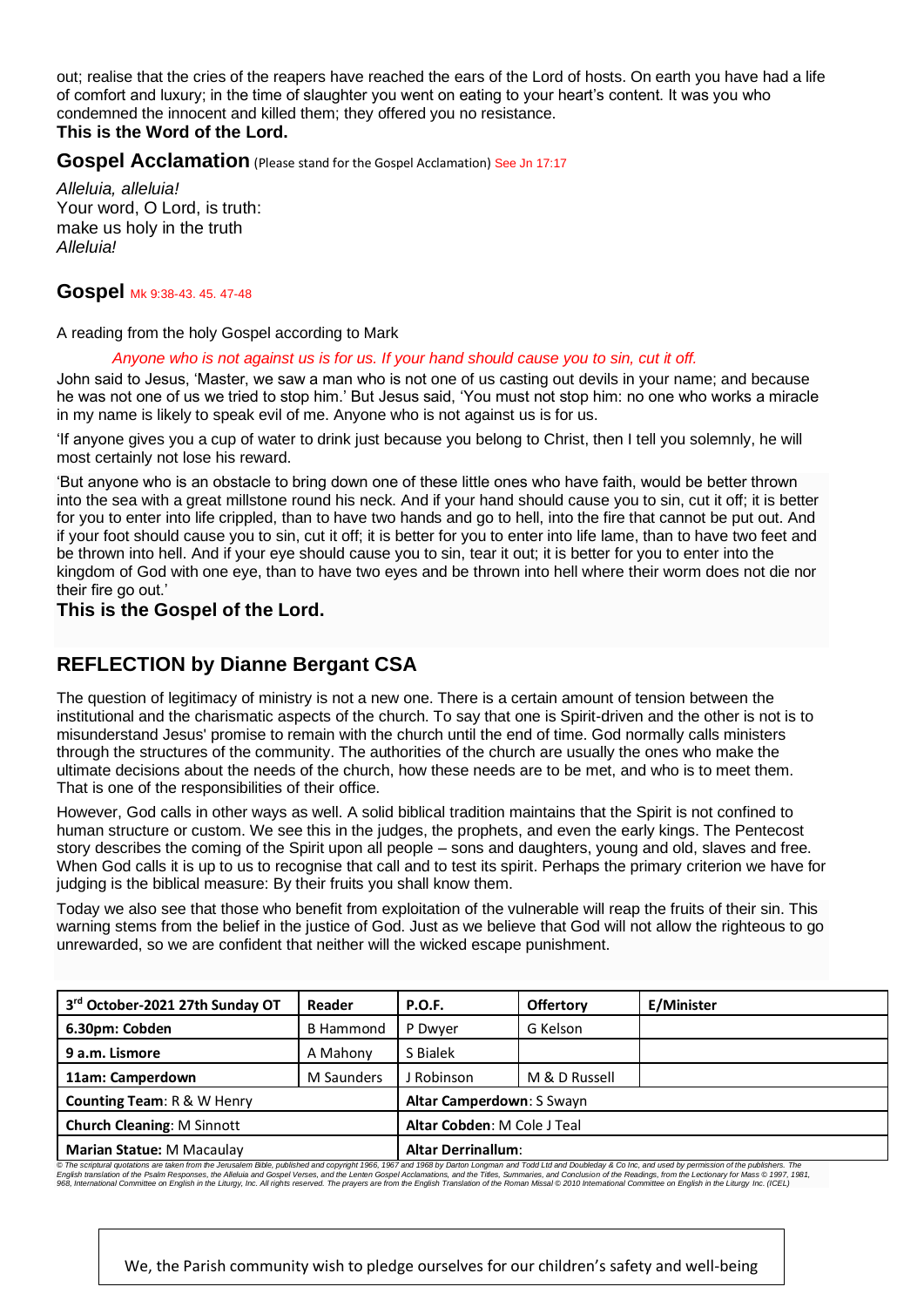out; realise that the cries of the reapers have reached the ears of the Lord of hosts. On earth you have had a life of comfort and luxury; in the time of slaughter you went on eating to your heart's content. It was you who condemned the innocent and killed them; they offered you no resistance.

**This is the Word of the Lord.**

## Gospel Acclamation (Please stand for the Gospel Acclamation) See Jn 17:17

*Alleluia, alleluia!*
Your word, O Lord, is truth:
make us holy in the truth
*Alleluia!*

## Gospel Mk 9:38-43. 45. 47-48

A reading from the holy Gospel according to Mark

*Anyone who is not against us is for us. If your hand should cause you to sin, cut it off.*

John said to Jesus, 'Master, we saw a man who is not one of us casting out devils in your name; and because he was not one of us we tried to stop him.' But Jesus said, 'You must not stop him: no one who works a miracle in my name is likely to speak evil of me. Anyone who is not against us is for us.

'If anyone gives you a cup of water to drink just because you belong to Christ, then I tell you solemnly, he will most certainly not lose his reward.

'But anyone who is an obstacle to bring down one of these little ones who have faith, would be better thrown into the sea with a great millstone round his neck. And if your hand should cause you to sin, cut it off; it is better for you to enter into life crippled, than to have two hands and go to hell, into the fire that cannot be put out. And if your foot should cause you to sin, cut it off; it is better for you to enter into life lame, than to have two feet and be thrown into hell. And if your eye should cause you to sin, tear it out; it is better for you to enter into the kingdom of God with one eye, than to have two eyes and be thrown into hell where their worm does not die nor their fire go out.'

**This is the Gospel of the Lord.**

## REFLECTION by Dianne Bergant CSA

The question of legitimacy of ministry is not a new one. There is a certain amount of tension between the institutional and the charismatic aspects of the church. To say that one is Spirit-driven and the other is not is to misunderstand Jesus' promise to remain with the church until the end of time. God normally calls ministers through the structures of the community. The authorities of the church are usually the ones who make the ultimate decisions about the needs of the church, how these needs are to be met, and who is to meet them. That is one of the responsibilities of their office.

However, God calls in other ways as well. A solid biblical tradition maintains that the Spirit is not confined to human structure or custom. We see this in the judges, the prophets, and even the early kings. The Pentecost story describes the coming of the Spirit upon all people – sons and daughters, young and old, slaves and free. When God calls it is up to us to recognise that call and to test its spirit. Perhaps the primary criterion we have for judging is the biblical measure: By their fruits you shall know them.

Today we also see that those who benefit from exploitation of the vulnerable will reap the fruits of their sin. This warning stems from the belief in the justice of God. Just as we believe that God will not allow the righteous to go unrewarded, so we are confident that neither will the wicked escape punishment.

| 3rd October-2021 27th Sunday OT | Reader | P.O.F. | Offertory | E/Minister |
|---|---|---|---|---|
| **6.30pm: Cobden** | B Hammond | P Dwyer | G Kelson | |
| **9 a.m. Lismore** | A Mahony | S Bialek | | |
| **11am: Camperdown** | M Saunders | J Robinson | M & D Russell | |
| **Counting Team**: R & W Henry | | **Altar Camperdown**: S Swayn | | |
| **Church Cleaning**: M Sinnott | | **Altar Cobden**: M Cole J Teal | | |
| **Marian Statue:** M Macaulay | | **Altar Derrinallum**: | | |

© The scriptural quotations are taken from the Jerusalem Bible, published and copyright 1966, 1967 and 1968 by Darton Longman and Todd Ltd and Doubleday & Co Inc, and used by permission of the publishers. The English translation of the Psalm Responses, the Alleluia and Gospel Verses, and the Lenten Gospel Acclamations, and the Titles, Summaries, and Conclusion of the Readings, from the Lectionary for Mass © 1997, 1981, 968, International Committee on English in the Liturgy, Inc. All rights reserved. The prayers are from the English Translation of the Roman Missal © 2010 International Committee on English in the Liturgy Inc. (ICEL)

We, the Parish community wish to pledge ourselves for our children's safety and well-being